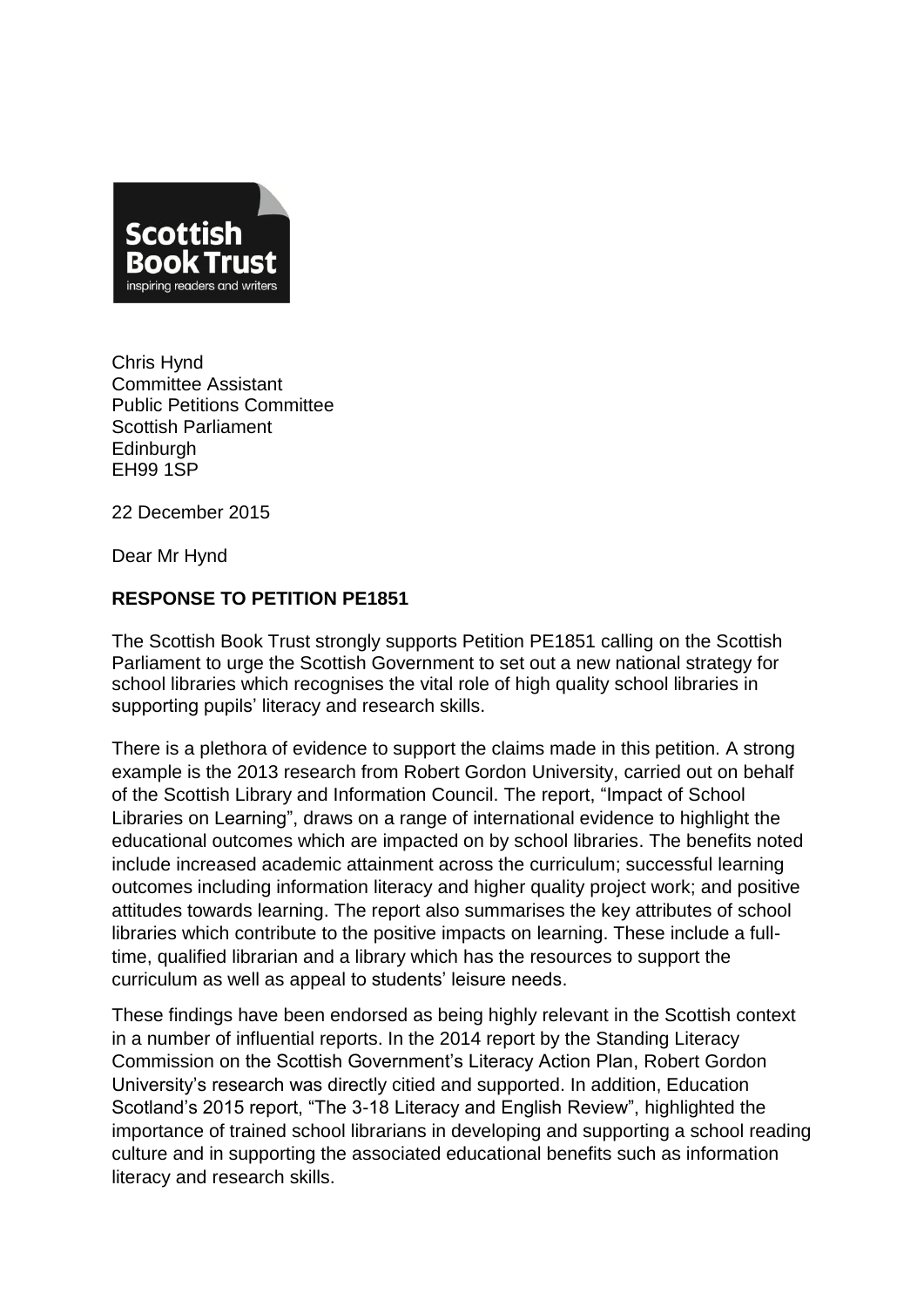Scottish Book Trust
inspiring readers and writers

Chris Hynd
Committee Assistant
Public Petitions Committee
Scottish Parliament
Edinburgh
EH99 1SP

22 December 2015

Dear Mr Hynd

**RESPONSE TO PETITION PE1851**

The Scottish Book Trust strongly supports Petition PE1851 calling on the Scottish Parliament to urge the Scottish Government to set out a new national strategy for school libraries which recognises the vital role of high quality school libraries in supporting pupils' literacy and research skills.

There is a plethora of evidence to support the claims made in this petition. A strong example is the 2013 research from Robert Gordon University, carried out on behalf of the Scottish Library and Information Council. The report, "Impact of School Libraries on Learning", draws on a range of international evidence to highlight the educational outcomes which are impacted on by school libraries. The benefits noted include increased academic attainment across the curriculum; successful learning outcomes including information literacy and higher quality project work; and positive attitudes towards learning. The report also summarises the key attributes of school libraries which contribute to the positive impacts on learning. These include a full-time, qualified librarian and a library which has the resources to support the curriculum as well as appeal to students' leisure needs.

These findings have been endorsed as being highly relevant in the Scottish context in a number of influential reports. In the 2014 report by the Standing Literacy Commission on the Scottish Government's Literacy Action Plan, Robert Gordon University's research was directly citied and supported. In addition, Education Scotland's 2015 report, "The 3-18 Literacy and English Review", highlighted the importance of trained school librarians in developing and supporting a school reading culture and in supporting the associated educational benefits such as information literacy and research skills.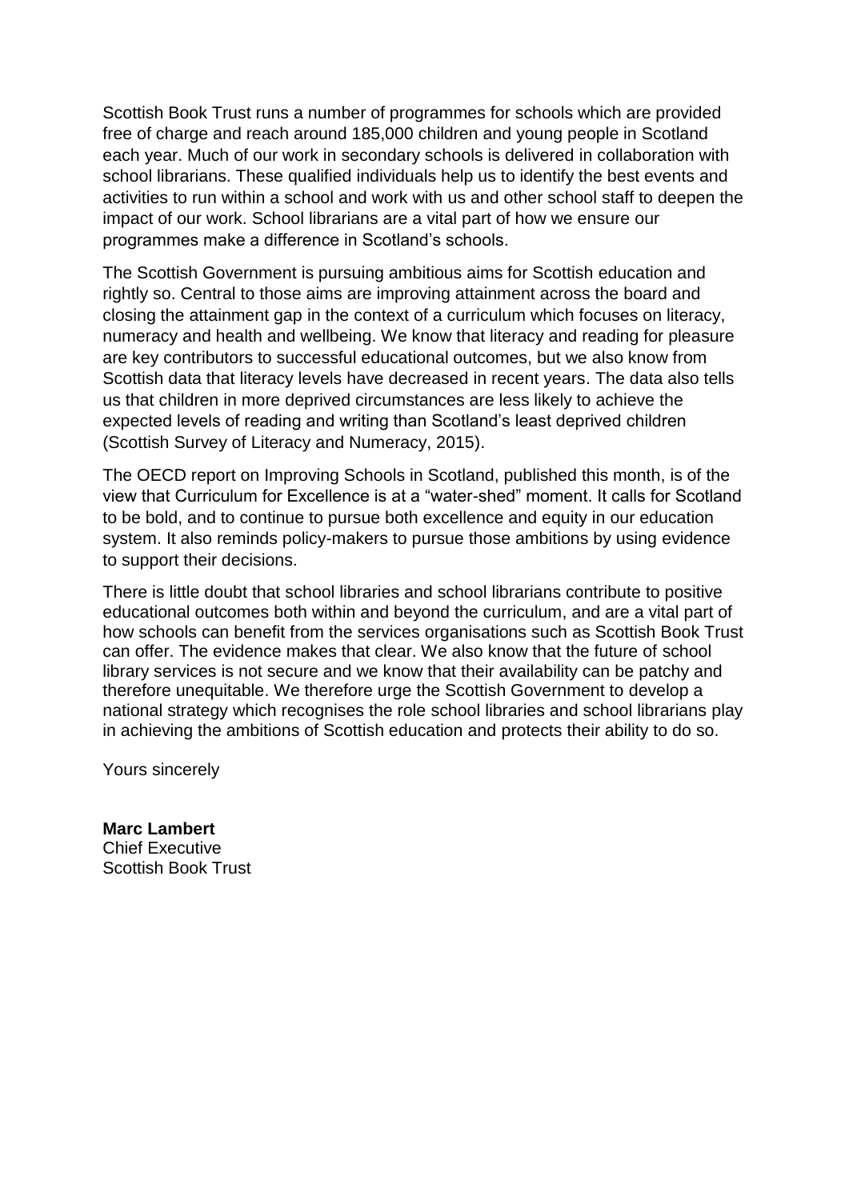Scottish Book Trust runs a number of programmes for schools which are provided free of charge and reach around 185,000 children and young people in Scotland each year. Much of our work in secondary schools is delivered in collaboration with school librarians. These qualified individuals help us to identify the best events and activities to run within a school and work with us and other school staff to deepen the impact of our work. School librarians are a vital part of how we ensure our programmes make a difference in Scotland's schools.

The Scottish Government is pursuing ambitious aims for Scottish education and rightly so. Central to those aims are improving attainment across the board and closing the attainment gap in the context of a curriculum which focuses on literacy, numeracy and health and wellbeing. We know that literacy and reading for pleasure are key contributors to successful educational outcomes, but we also know from Scottish data that literacy levels have decreased in recent years. The data also tells us that children in more deprived circumstances are less likely to achieve the expected levels of reading and writing than Scotland's least deprived children (Scottish Survey of Literacy and Numeracy, 2015).

The OECD report on Improving Schools in Scotland, published this month, is of the view that Curriculum for Excellence is at a "water-shed" moment. It calls for Scotland to be bold, and to continue to pursue both excellence and equity in our education system. It also reminds policy-makers to pursue those ambitions by using evidence to support their decisions.

There is little doubt that school libraries and school librarians contribute to positive educational outcomes both within and beyond the curriculum, and are a vital part of how schools can benefit from the services organisations such as Scottish Book Trust can offer. The evidence makes that clear. We also know that the future of school library services is not secure and we know that their availability can be patchy and therefore unequitable. We therefore urge the Scottish Government to develop a national strategy which recognises the role school libraries and school librarians play in achieving the ambitions of Scottish education and protects their ability to do so.

Yours sincerely

**Marc Lambert**
Chief Executive
Scottish Book Trust